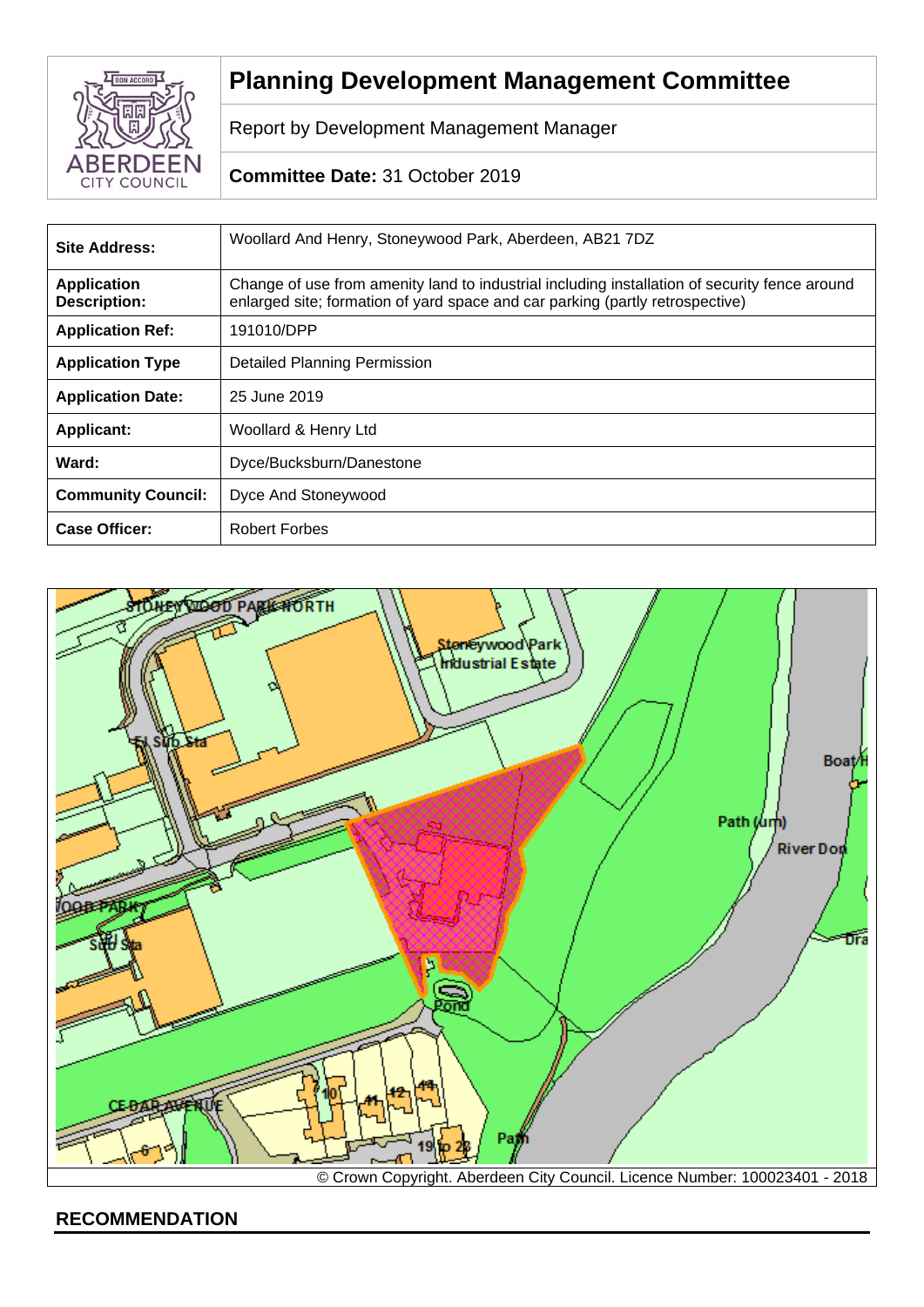# Planning Development Management Committee

Report by Development Management Manager

**Committee Date:** 31 October 2019

| | |
|---|---|
| **Site Address:** | Woollard And Henry, Stoneywood Park, Aberdeen, AB21 7DZ |
| **Application Description:** | Change of use from amenity land to industrial including installation of security fence around enlarged site; formation of yard space and car parking (partly retrospective) |
| **Application Ref:** | 191010/DPP |
| **Application Type** | Detailed Planning Permission |
| **Application Date:** | 25 June 2019 |
| **Applicant:** | Woollard & Henry Ltd |
| **Ward:** | Dyce/Bucksburn/Danestone |
| **Community Council:** | Dyce And Stoneywood |
| **Case Officer:** | Robert Forbes |

© Crown Copyright. Aberdeen City Council. Licence Number: 100023401 - 2018

## RECOMMENDATION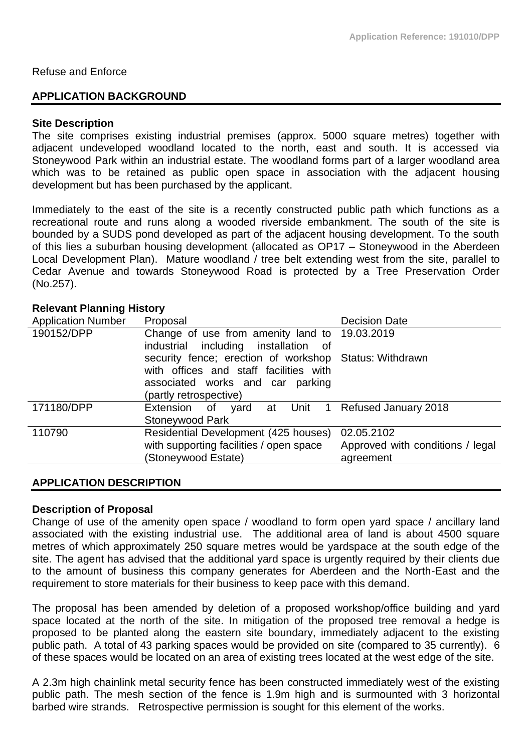Refuse and Enforce

## APPLICATION BACKGROUND

**Site Description**

The site comprises existing industrial premises (approx. 5000 square metres) together with adjacent undeveloped woodland located to the north, east and south. It is accessed via Stoneywood Park within an industrial estate. The woodland forms part of a larger woodland area which was to be retained as public open space in association with the adjacent housing development but has been purchased by the applicant.

Immediately to the east of the site is a recently constructed public path which functions as a recreational route and runs along a wooded riverside embankment. The south of the site is bounded by a SUDS pond developed as part of the adjacent housing development. To the south of this lies a suburban housing development (allocated as OP17 – Stoneywood in the Aberdeen Local Development Plan). Mature woodland / tree belt extending west from the site, parallel to Cedar Avenue and towards Stoneywood Road is protected by a Tree Preservation Order (No.257).

**Relevant Planning History**

| Application Number | Proposal | Decision Date |
|---|---|---|
| 190152/DPP | Change of use from amenity land to industrial including installation of security fence; erection of workshop with offices and staff facilities with associated works and car parking (partly retrospective) | 19.03.2019 Status: Withdrawn |
| 171180/DPP | Extension of yard at Unit 1 Stoneywood Park | Refused January 2018 |
| 110790 | Residential Development (425 houses) with supporting facilities / open space (Stoneywood Estate) | 02.05.2102 Approved with conditions / legal agreement |

## APPLICATION DESCRIPTION

**Description of Proposal**

Change of use of the amenity open space / woodland to form open yard space / ancillary land associated with the existing industrial use. The additional area of land is about 4500 square metres of which approximately 250 square metres would be yardspace at the south edge of the site. The agent has advised that the additional yard space is urgently required by their clients due to the amount of business this company generates for Aberdeen and the North-East and the requirement to store materials for their business to keep pace with this demand.

The proposal has been amended by deletion of a proposed workshop/office building and yard space located at the north of the site. In mitigation of the proposed tree removal a hedge is proposed to be planted along the eastern site boundary, immediately adjacent to the existing public path. A total of 43 parking spaces would be provided on site (compared to 35 currently). 6 of these spaces would be located on an area of existing trees located at the west edge of the site.

A 2.3m high chainlink metal security fence has been constructed immediately west of the existing public path. The mesh section of the fence is 1.9m high and is surmounted with 3 horizontal barbed wire strands. Retrospective permission is sought for this element of the works.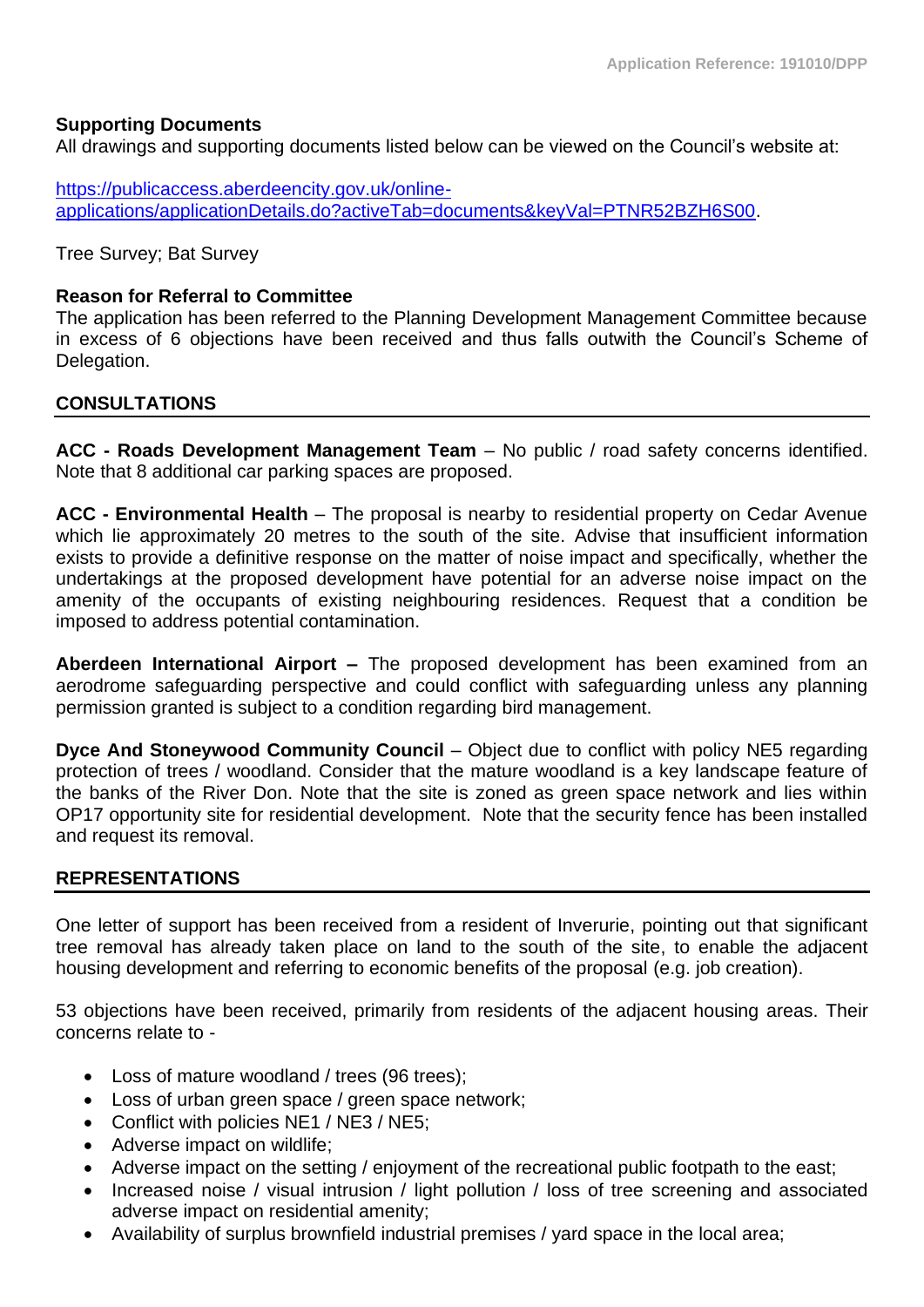**Supporting Documents**
All drawings and supporting documents listed below can be viewed on the Council's website at:

[https://publicaccess.aberdeencity.gov.uk/online-applications/applicationDetails.do?activeTab=documents&keyVal=PTNR52BZH6S00](https://publicaccess.aberdeencity.gov.uk/online-applications/applicationDetails.do?activeTab=documents&keyVal=PTNR52BZH6S00).

Tree Survey; Bat Survey

**Reason for Referral to Committee**
The application has been referred to the Planning Development Management Committee because in excess of 6 objections have been received and thus falls outwith the Council's Scheme of Delegation.

## CONSULTATIONS

**ACC - Roads Development Management Team** – No public / road safety concerns identified. Note that 8 additional car parking spaces are proposed.

**ACC - Environmental Health** – The proposal is nearby to residential property on Cedar Avenue which lie approximately 20 metres to the south of the site. Advise that insufficient information exists to provide a definitive response on the matter of noise impact and specifically, whether the undertakings at the proposed development have potential for an adverse noise impact on the amenity of the occupants of existing neighbouring residences. Request that a condition be imposed to address potential contamination.

**Aberdeen International Airport –** The proposed development has been examined from an aerodrome safeguarding perspective and could conflict with safeguarding unless any planning permission granted is subject to a condition regarding bird management.

**Dyce And Stoneywood Community Council** – Object due to conflict with policy NE5 regarding protection of trees / woodland. Consider that the mature woodland is a key landscape feature of the banks of the River Don. Note that the site is zoned as green space network and lies within OP17 opportunity site for residential development. Note that the security fence has been installed and request its removal.

## REPRESENTATIONS

One letter of support has been received from a resident of Inverurie, pointing out that significant tree removal has already taken place on land to the south of the site, to enable the adjacent housing development and referring to economic benefits of the proposal (e.g. job creation).

53 objections have been received, primarily from residents of the adjacent housing areas. Their concerns relate to -

- Loss of mature woodland / trees (96 trees);
- Loss of urban green space / green space network;
- Conflict with policies NE1 / NE3 / NE5;
- Adverse impact on wildlife;
- Adverse impact on the setting / enjoyment of the recreational public footpath to the east;
- Increased noise / visual intrusion / light pollution / loss of tree screening and associated adverse impact on residential amenity;
- Availability of surplus brownfield industrial premises / yard space in the local area;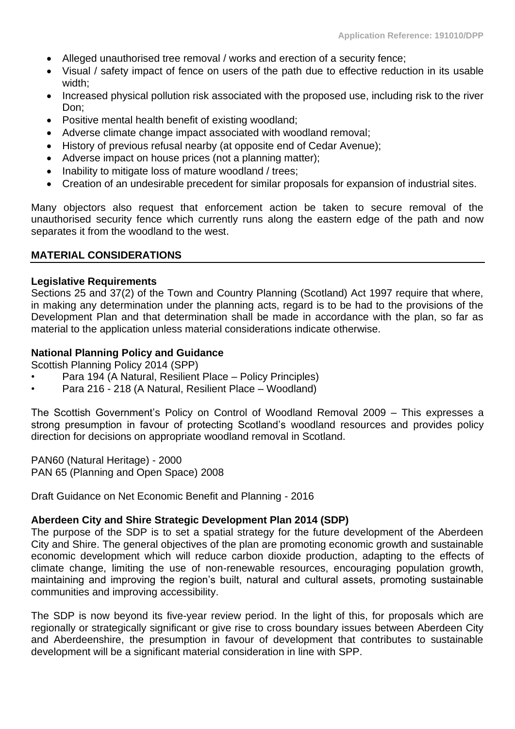- Alleged unauthorised tree removal / works and erection of a security fence;
- Visual / safety impact of fence on users of the path due to effective reduction in its usable width;
- Increased physical pollution risk associated with the proposed use, including risk to the river Don;
- Positive mental health benefit of existing woodland;
- Adverse climate change impact associated with woodland removal;
- History of previous refusal nearby (at opposite end of Cedar Avenue);
- Adverse impact on house prices (not a planning matter);
- Inability to mitigate loss of mature woodland / trees;
- Creation of an undesirable precedent for similar proposals for expansion of industrial sites.

Many objectors also request that enforcement action be taken to secure removal of the unauthorised security fence which currently runs along the eastern edge of the path and now separates it from the woodland to the west.

## MATERIAL CONSIDERATIONS

**Legislative Requirements**

Sections 25 and 37(2) of the Town and Country Planning (Scotland) Act 1997 require that where, in making any determination under the planning acts, regard is to be had to the provisions of the Development Plan and that determination shall be made in accordance with the plan, so far as material to the application unless material considerations indicate otherwise.

**National Planning Policy and Guidance**

Scottish Planning Policy 2014 (SPP)

- Para 194 (A Natural, Resilient Place – Policy Principles)
- Para 216 - 218 (A Natural, Resilient Place – Woodland)

The Scottish Government's Policy on Control of Woodland Removal 2009 – This expresses a strong presumption in favour of protecting Scotland's woodland resources and provides policy direction for decisions on appropriate woodland removal in Scotland.

PAN60 (Natural Heritage) - 2000
PAN 65 (Planning and Open Space) 2008

Draft Guidance on Net Economic Benefit and Planning - 2016

**Aberdeen City and Shire Strategic Development Plan 2014 (SDP)**

The purpose of the SDP is to set a spatial strategy for the future development of the Aberdeen City and Shire. The general objectives of the plan are promoting economic growth and sustainable economic development which will reduce carbon dioxide production, adapting to the effects of climate change, limiting the use of non-renewable resources, encouraging population growth, maintaining and improving the region's built, natural and cultural assets, promoting sustainable communities and improving accessibility.

The SDP is now beyond its five-year review period. In the light of this, for proposals which are regionally or strategically significant or give rise to cross boundary issues between Aberdeen City and Aberdeenshire, the presumption in favour of development that contributes to sustainable development will be a significant material consideration in line with SPP.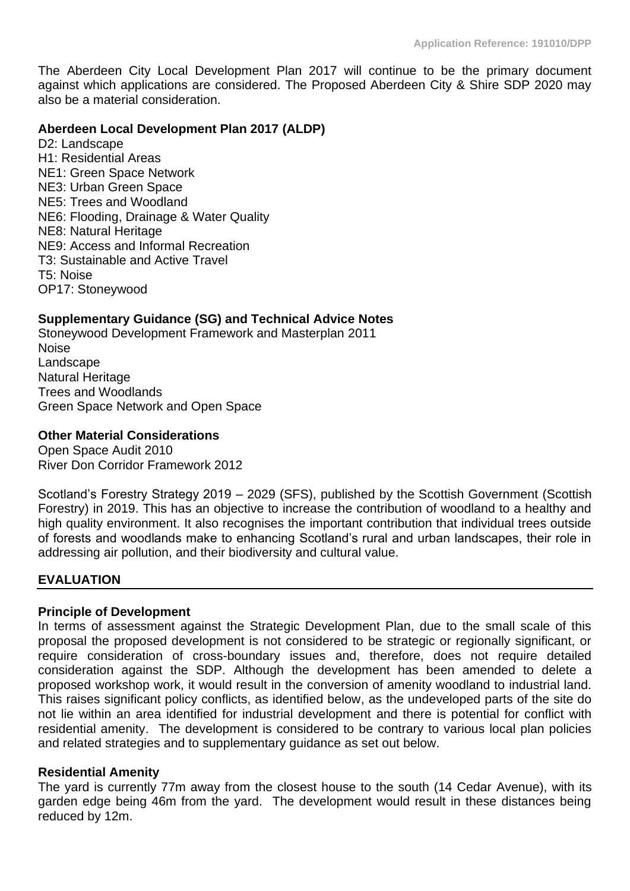The Aberdeen City Local Development Plan 2017 will continue to be the primary document against which applications are considered. The Proposed Aberdeen City & Shire SDP 2020 may also be a material consideration.

**Aberdeen Local Development Plan 2017 (ALDP)**

D2: Landscape
H1: Residential Areas
NE1: Green Space Network
NE3: Urban Green Space
NE5: Trees and Woodland
NE6: Flooding, Drainage & Water Quality
NE8: Natural Heritage
NE9: Access and Informal Recreation
T3: Sustainable and Active Travel
T5: Noise
OP17: Stoneywood

**Supplementary Guidance (SG) and Technical Advice Notes**

Stoneywood Development Framework and Masterplan 2011
Noise
Landscape
Natural Heritage
Trees and Woodlands
Green Space Network and Open Space

**Other Material Considerations**

Open Space Audit 2010
River Don Corridor Framework 2012

Scotland's Forestry Strategy 2019 – 2029 (SFS), published by the Scottish Government (Scottish Forestry) in 2019. This has an objective to increase the contribution of woodland to a healthy and high quality environment. It also recognises the important contribution that individual trees outside of forests and woodlands make to enhancing Scotland's rural and urban landscapes, their role in addressing air pollution, and their biodiversity and cultural value.

## EVALUATION

**Principle of Development**

In terms of assessment against the Strategic Development Plan, due to the small scale of this proposal the proposed development is not considered to be strategic or regionally significant, or require consideration of cross-boundary issues and, therefore, does not require detailed consideration against the SDP. Although the development has been amended to delete a proposed workshop work, it would result in the conversion of amenity woodland to industrial land. This raises significant policy conflicts, as identified below, as the undeveloped parts of the site do not lie within an area identified for industrial development and there is potential for conflict with residential amenity. The development is considered to be contrary to various local plan policies and related strategies and to supplementary guidance as set out below.

**Residential Amenity**

The yard is currently 77m away from the closest house to the south (14 Cedar Avenue), with its garden edge being 46m from the yard. The development would result in these distances being reduced by 12m.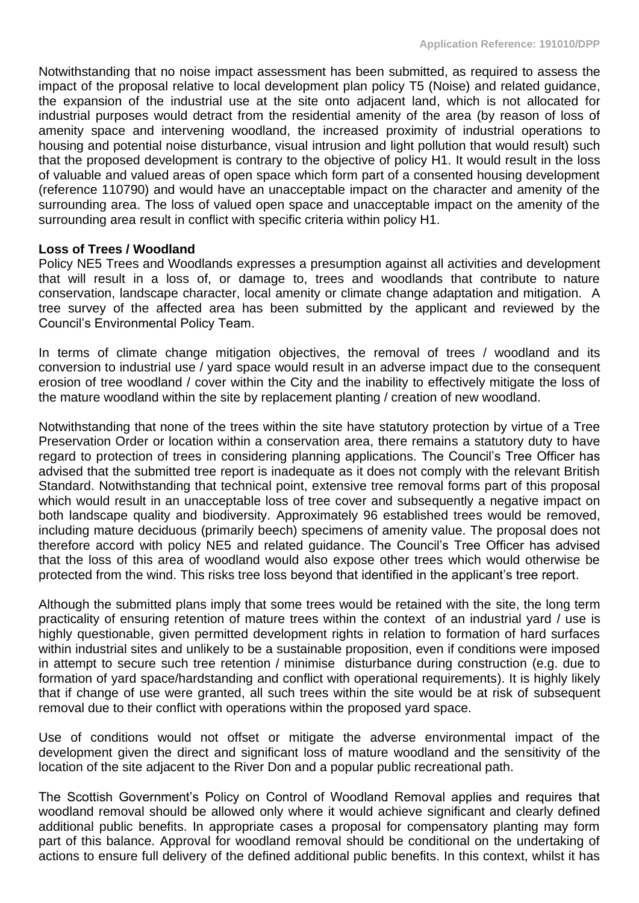Notwithstanding that no noise impact assessment has been submitted, as required to assess the impact of the proposal relative to local development plan policy T5 (Noise) and related guidance, the expansion of the industrial use at the site onto adjacent land, which is not allocated for industrial purposes would detract from the residential amenity of the area (by reason of loss of amenity space and intervening woodland, the increased proximity of industrial operations to housing and potential noise disturbance, visual intrusion and light pollution that would result) such that the proposed development is contrary to the objective of policy H1. It would result in the loss of valuable and valued areas of open space which form part of a consented housing development (reference 110790) and would have an unacceptable impact on the character and amenity of the surrounding area. The loss of valued open space and unacceptable impact on the amenity of the surrounding area result in conflict with specific criteria within policy H1.

**Loss of Trees / Woodland**

Policy NE5 Trees and Woodlands expresses a presumption against all activities and development that will result in a loss of, or damage to, trees and woodlands that contribute to nature conservation, landscape character, local amenity or climate change adaptation and mitigation. A tree survey of the affected area has been submitted by the applicant and reviewed by the Council's Environmental Policy Team.

In terms of climate change mitigation objectives, the removal of trees / woodland and its conversion to industrial use / yard space would result in an adverse impact due to the consequent erosion of tree woodland / cover within the City and the inability to effectively mitigate the loss of the mature woodland within the site by replacement planting / creation of new woodland.

Notwithstanding that none of the trees within the site have statutory protection by virtue of a Tree Preservation Order or location within a conservation area, there remains a statutory duty to have regard to protection of trees in considering planning applications. The Council's Tree Officer has advised that the submitted tree report is inadequate as it does not comply with the relevant British Standard. Notwithstanding that technical point, extensive tree removal forms part of this proposal which would result in an unacceptable loss of tree cover and subsequently a negative impact on both landscape quality and biodiversity. Approximately 96 established trees would be removed, including mature deciduous (primarily beech) specimens of amenity value. The proposal does not therefore accord with policy NE5 and related guidance. The Council's Tree Officer has advised that the loss of this area of woodland would also expose other trees which would otherwise be protected from the wind. This risks tree loss beyond that identified in the applicant's tree report.

Although the submitted plans imply that some trees would be retained with the site, the long term practicality of ensuring retention of mature trees within the context of an industrial yard / use is highly questionable, given permitted development rights in relation to formation of hard surfaces within industrial sites and unlikely to be a sustainable proposition, even if conditions were imposed in attempt to secure such tree retention / minimise disturbance during construction (e.g. due to formation of yard space/hardstanding and conflict with operational requirements). It is highly likely that if change of use were granted, all such trees within the site would be at risk of subsequent removal due to their conflict with operations within the proposed yard space.

Use of conditions would not offset or mitigate the adverse environmental impact of the development given the direct and significant loss of mature woodland and the sensitivity of the location of the site adjacent to the River Don and a popular public recreational path.

The Scottish Government's Policy on Control of Woodland Removal applies and requires that woodland removal should be allowed only where it would achieve significant and clearly defined additional public benefits. In appropriate cases a proposal for compensatory planting may form part of this balance. Approval for woodland removal should be conditional on the undertaking of actions to ensure full delivery of the defined additional public benefits. In this context, whilst it has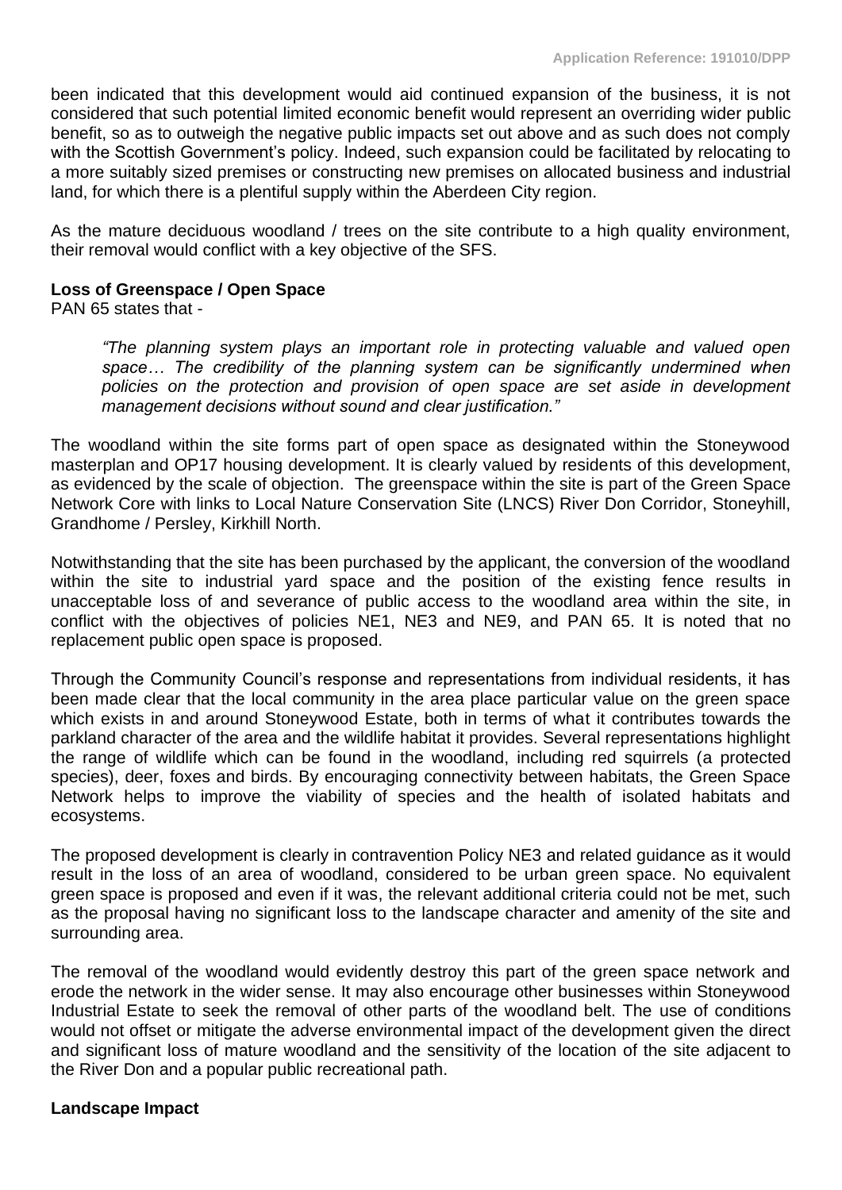been indicated that this development would aid continued expansion of the business, it is not considered that such potential limited economic benefit would represent an overriding wider public benefit, so as to outweigh the negative public impacts set out above and as such does not comply with the Scottish Government's policy. Indeed, such expansion could be facilitated by relocating to a more suitably sized premises or constructing new premises on allocated business and industrial land, for which there is a plentiful supply within the Aberdeen City region.

As the mature deciduous woodland / trees on the site contribute to a high quality environment, their removal would conflict with a key objective of the SFS.

**Loss of Greenspace / Open Space**

PAN 65 states that -

> *"The planning system plays an important role in protecting valuable and valued open space… The credibility of the planning system can be significantly undermined when policies on the protection and provision of open space are set aside in development management decisions without sound and clear justification."*

The woodland within the site forms part of open space as designated within the Stoneywood masterplan and OP17 housing development. It is clearly valued by residents of this development, as evidenced by the scale of objection. The greenspace within the site is part of the Green Space Network Core with links to Local Nature Conservation Site (LNCS) River Don Corridor, Stoneyhill, Grandhome / Persley, Kirkhill North.

Notwithstanding that the site has been purchased by the applicant, the conversion of the woodland within the site to industrial yard space and the position of the existing fence results in unacceptable loss of and severance of public access to the woodland area within the site, in conflict with the objectives of policies NE1, NE3 and NE9, and PAN 65. It is noted that no replacement public open space is proposed.

Through the Community Council's response and representations from individual residents, it has been made clear that the local community in the area place particular value on the green space which exists in and around Stoneywood Estate, both in terms of what it contributes towards the parkland character of the area and the wildlife habitat it provides. Several representations highlight the range of wildlife which can be found in the woodland, including red squirrels (a protected species), deer, foxes and birds. By encouraging connectivity between habitats, the Green Space Network helps to improve the viability of species and the health of isolated habitats and ecosystems.

The proposed development is clearly in contravention Policy NE3 and related guidance as it would result in the loss of an area of woodland, considered to be urban green space. No equivalent green space is proposed and even if it was, the relevant additional criteria could not be met, such as the proposal having no significant loss to the landscape character and amenity of the site and surrounding area.

The removal of the woodland would evidently destroy this part of the green space network and erode the network in the wider sense. It may also encourage other businesses within Stoneywood Industrial Estate to seek the removal of other parts of the woodland belt. The use of conditions would not offset or mitigate the adverse environmental impact of the development given the direct and significant loss of mature woodland and the sensitivity of the location of the site adjacent to the River Don and a popular public recreational path.

**Landscape Impact**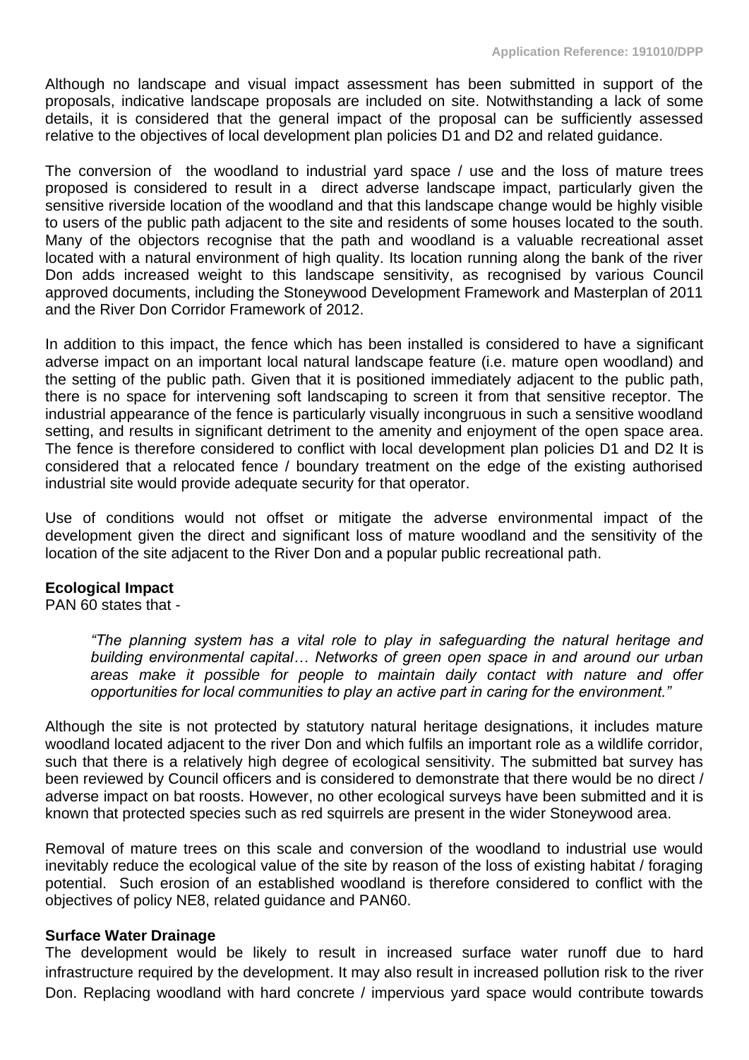Although no landscape and visual impact assessment has been submitted in support of the proposals, indicative landscape proposals are included on site. Notwithstanding a lack of some details, it is considered that the general impact of the proposal can be sufficiently assessed relative to the objectives of local development plan policies D1 and D2 and related guidance.

The conversion of the woodland to industrial yard space / use and the loss of mature trees proposed is considered to result in a direct adverse landscape impact, particularly given the sensitive riverside location of the woodland and that this landscape change would be highly visible to users of the public path adjacent to the site and residents of some houses located to the south. Many of the objectors recognise that the path and woodland is a valuable recreational asset located with a natural environment of high quality. Its location running along the bank of the river Don adds increased weight to this landscape sensitivity, as recognised by various Council approved documents, including the Stoneywood Development Framework and Masterplan of 2011 and the River Don Corridor Framework of 2012.

In addition to this impact, the fence which has been installed is considered to have a significant adverse impact on an important local natural landscape feature (i.e. mature open woodland) and the setting of the public path. Given that it is positioned immediately adjacent to the public path, there is no space for intervening soft landscaping to screen it from that sensitive receptor. The industrial appearance of the fence is particularly visually incongruous in such a sensitive woodland setting, and results in significant detriment to the amenity and enjoyment of the open space area. The fence is therefore considered to conflict with local development plan policies D1 and D2 It is considered that a relocated fence / boundary treatment on the edge of the existing authorised industrial site would provide adequate security for that operator.

Use of conditions would not offset or mitigate the adverse environmental impact of the development given the direct and significant loss of mature woodland and the sensitivity of the location of the site adjacent to the River Don and a popular public recreational path.

**Ecological Impact**

PAN 60 states that -

> *"The planning system has a vital role to play in safeguarding the natural heritage and building environmental capital… Networks of green open space in and around our urban areas make it possible for people to maintain daily contact with nature and offer opportunities for local communities to play an active part in caring for the environment."*

Although the site is not protected by statutory natural heritage designations, it includes mature woodland located adjacent to the river Don and which fulfils an important role as a wildlife corridor, such that there is a relatively high degree of ecological sensitivity. The submitted bat survey has been reviewed by Council officers and is considered to demonstrate that there would be no direct / adverse impact on bat roosts. However, no other ecological surveys have been submitted and it is known that protected species such as red squirrels are present in the wider Stoneywood area.

Removal of mature trees on this scale and conversion of the woodland to industrial use would inevitably reduce the ecological value of the site by reason of the loss of existing habitat / foraging potential. Such erosion of an established woodland is therefore considered to conflict with the objectives of policy NE8, related guidance and PAN60.

**Surface Water Drainage**

The development would be likely to result in increased surface water runoff due to hard infrastructure required by the development. It may also result in increased pollution risk to the river Don. Replacing woodland with hard concrete / impervious yard space would contribute towards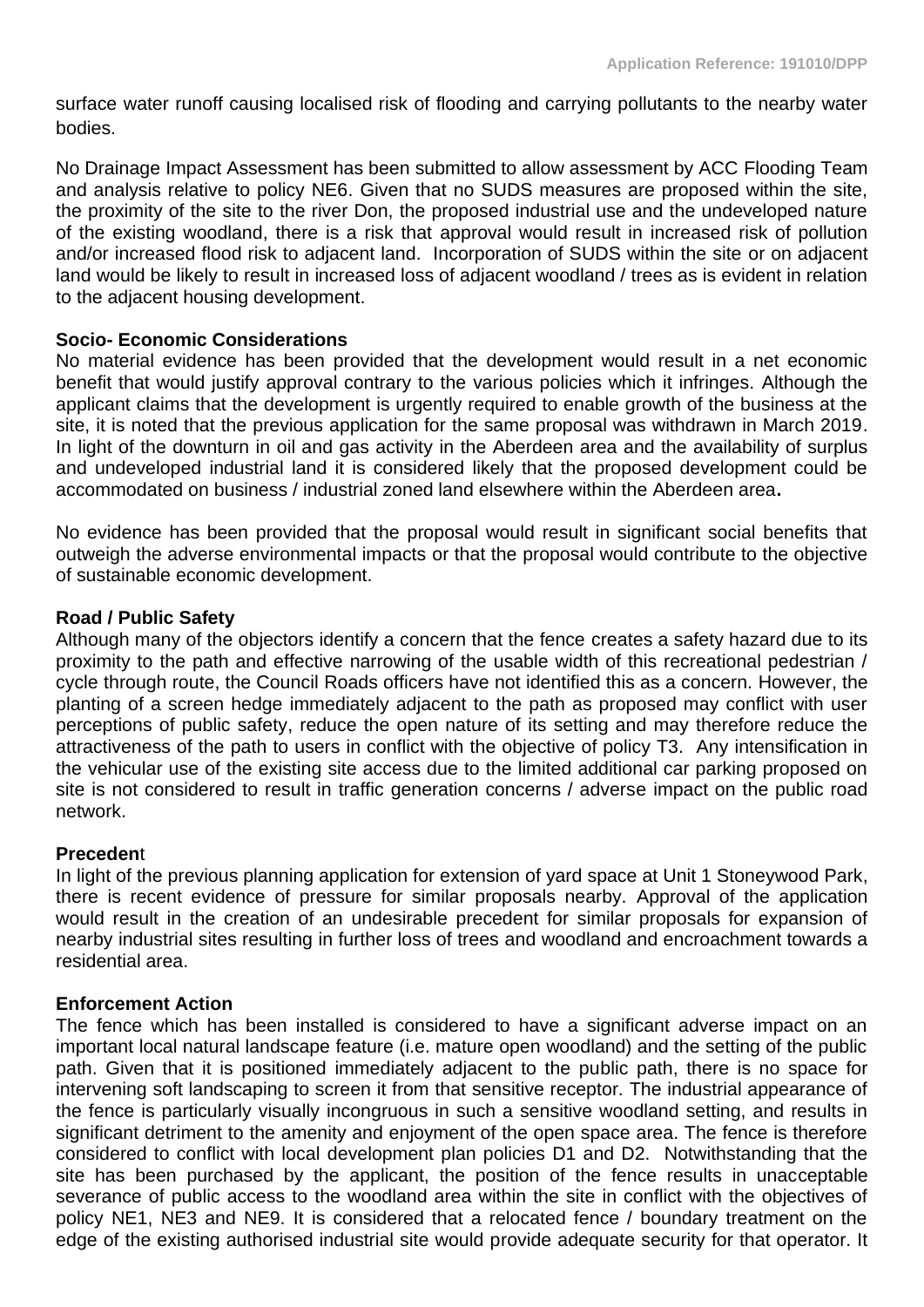surface water runoff causing localised risk of flooding and carrying pollutants to the nearby water bodies.

No Drainage Impact Assessment has been submitted to allow assessment by ACC Flooding Team and analysis relative to policy NE6. Given that no SUDS measures are proposed within the site, the proximity of the site to the river Don, the proposed industrial use and the undeveloped nature of the existing woodland, there is a risk that approval would result in increased risk of pollution and/or increased flood risk to adjacent land. Incorporation of SUDS within the site or on adjacent land would be likely to result in increased loss of adjacent woodland / trees as is evident in relation to the adjacent housing development.

**Socio- Economic Considerations**
No material evidence has been provided that the development would result in a net economic benefit that would justify approval contrary to the various policies which it infringes. Although the applicant claims that the development is urgently required to enable growth of the business at the site, it is noted that the previous application for the same proposal was withdrawn in March 2019. In light of the downturn in oil and gas activity in the Aberdeen area and the availability of surplus and undeveloped industrial land it is considered likely that the proposed development could be accommodated on business / industrial zoned land elsewhere within the Aberdeen area**.**

No evidence has been provided that the proposal would result in significant social benefits that outweigh the adverse environmental impacts or that the proposal would contribute to the objective of sustainable economic development.

**Road / Public Safety**
Although many of the objectors identify a concern that the fence creates a safety hazard due to its proximity to the path and effective narrowing of the usable width of this recreational pedestrian / cycle through route, the Council Roads officers have not identified this as a concern. However, the planting of a screen hedge immediately adjacent to the path as proposed may conflict with user perceptions of public safety, reduce the open nature of its setting and may therefore reduce the attractiveness of the path to users in conflict with the objective of policy T3. Any intensification in the vehicular use of the existing site access due to the limited additional car parking proposed on site is not considered to result in traffic generation concerns / adverse impact on the public road network.

**Preceden**t
In light of the previous planning application for extension of yard space at Unit 1 Stoneywood Park, there is recent evidence of pressure for similar proposals nearby. Approval of the application would result in the creation of an undesirable precedent for similar proposals for expansion of nearby industrial sites resulting in further loss of trees and woodland and encroachment towards a residential area.

**Enforcement Action**
The fence which has been installed is considered to have a significant adverse impact on an important local natural landscape feature (i.e. mature open woodland) and the setting of the public path. Given that it is positioned immediately adjacent to the public path, there is no space for intervening soft landscaping to screen it from that sensitive receptor. The industrial appearance of the fence is particularly visually incongruous in such a sensitive woodland setting, and results in significant detriment to the amenity and enjoyment of the open space area. The fence is therefore considered to conflict with local development plan policies D1 and D2. Notwithstanding that the site has been purchased by the applicant, the position of the fence results in unacceptable severance of public access to the woodland area within the site in conflict with the objectives of policy NE1, NE3 and NE9. It is considered that a relocated fence / boundary treatment on the edge of the existing authorised industrial site would provide adequate security for that operator. It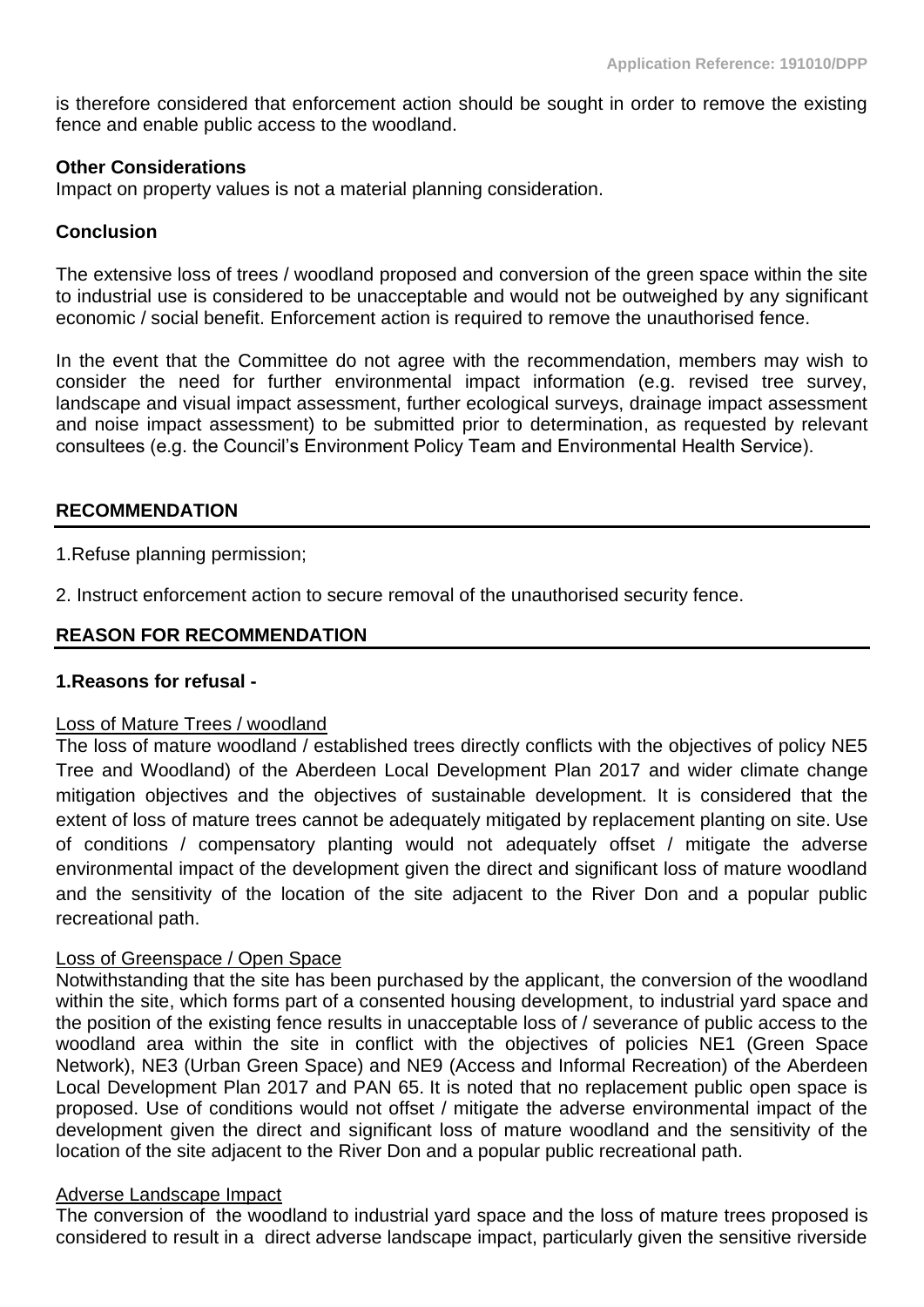is therefore considered that enforcement action should be sought in order to remove the existing fence and enable public access to the woodland.

**Other Considerations**

Impact on property values is not a material planning consideration.

**Conclusion**

The extensive loss of trees / woodland proposed and conversion of the green space within the site to industrial use is considered to be unacceptable and would not be outweighed by any significant economic / social benefit. Enforcement action is required to remove the unauthorised fence.

In the event that the Committee do not agree with the recommendation, members may wish to consider the need for further environmental impact information (e.g. revised tree survey, landscape and visual impact assessment, further ecological surveys, drainage impact assessment and noise impact assessment) to be submitted prior to determination, as requested by relevant consultees (e.g. the Council's Environment Policy Team and Environmental Health Service).

## RECOMMENDATION

1.Refuse planning permission;

2. Instruct enforcement action to secure removal of the unauthorised security fence.

## REASON FOR RECOMMENDATION

**1.Reasons for refusal -**

Loss of Mature Trees / woodland

The loss of mature woodland / established trees directly conflicts with the objectives of policy NE5 Tree and Woodland) of the Aberdeen Local Development Plan 2017 and wider climate change mitigation objectives and the objectives of sustainable development. It is considered that the extent of loss of mature trees cannot be adequately mitigated by replacement planting on site. Use of conditions / compensatory planting would not adequately offset / mitigate the adverse environmental impact of the development given the direct and significant loss of mature woodland and the sensitivity of the location of the site adjacent to the River Don and a popular public recreational path.

Loss of Greenspace / Open Space

Notwithstanding that the site has been purchased by the applicant, the conversion of the woodland within the site, which forms part of a consented housing development, to industrial yard space and the position of the existing fence results in unacceptable loss of / severance of public access to the woodland area within the site in conflict with the objectives of policies NE1 (Green Space Network), NE3 (Urban Green Space) and NE9 (Access and Informal Recreation) of the Aberdeen Local Development Plan 2017 and PAN 65. It is noted that no replacement public open space is proposed. Use of conditions would not offset / mitigate the adverse environmental impact of the development given the direct and significant loss of mature woodland and the sensitivity of the location of the site adjacent to the River Don and a popular public recreational path.

Adverse Landscape Impact

The conversion of the woodland to industrial yard space and the loss of mature trees proposed is considered to result in a direct adverse landscape impact, particularly given the sensitive riverside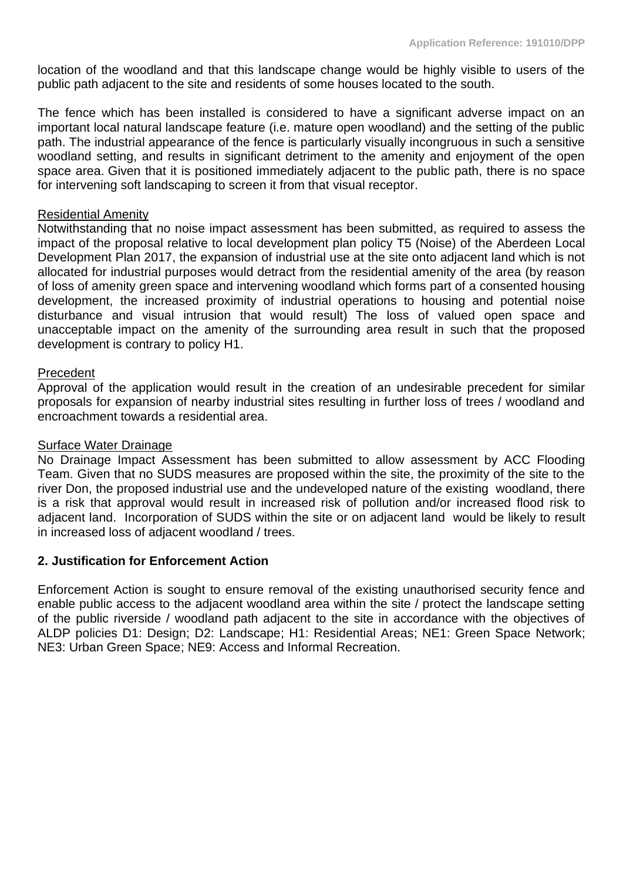location of the woodland and that this landscape change would be highly visible to users of the public path adjacent to the site and residents of some houses located to the south.

The fence which has been installed is considered to have a significant adverse impact on an important local natural landscape feature (i.e. mature open woodland) and the setting of the public path. The industrial appearance of the fence is particularly visually incongruous in such a sensitive woodland setting, and results in significant detriment to the amenity and enjoyment of the open space area. Given that it is positioned immediately adjacent to the public path, there is no space for intervening soft landscaping to screen it from that visual receptor.

Residential Amenity

Notwithstanding that no noise impact assessment has been submitted, as required to assess the impact of the proposal relative to local development plan policy T5 (Noise) of the Aberdeen Local Development Plan 2017, the expansion of industrial use at the site onto adjacent land which is not allocated for industrial purposes would detract from the residential amenity of the area (by reason of loss of amenity green space and intervening woodland which forms part of a consented housing development, the increased proximity of industrial operations to housing and potential noise disturbance and visual intrusion that would result) The loss of valued open space and unacceptable impact on the amenity of the surrounding area result in such that the proposed development is contrary to policy H1.

Precedent

Approval of the application would result in the creation of an undesirable precedent for similar proposals for expansion of nearby industrial sites resulting in further loss of trees / woodland and encroachment towards a residential area.

Surface Water Drainage

No Drainage Impact Assessment has been submitted to allow assessment by ACC Flooding Team. Given that no SUDS measures are proposed within the site, the proximity of the site to the river Don, the proposed industrial use and the undeveloped nature of the existing woodland, there is a risk that approval would result in increased risk of pollution and/or increased flood risk to adjacent land. Incorporation of SUDS within the site or on adjacent land would be likely to result in increased loss of adjacent woodland / trees.

## 2. Justification for Enforcement Action

Enforcement Action is sought to ensure removal of the existing unauthorised security fence and enable public access to the adjacent woodland area within the site / protect the landscape setting of the public riverside / woodland path adjacent to the site in accordance with the objectives of ALDP policies D1: Design; D2: Landscape; H1: Residential Areas; NE1: Green Space Network; NE3: Urban Green Space; NE9: Access and Informal Recreation.